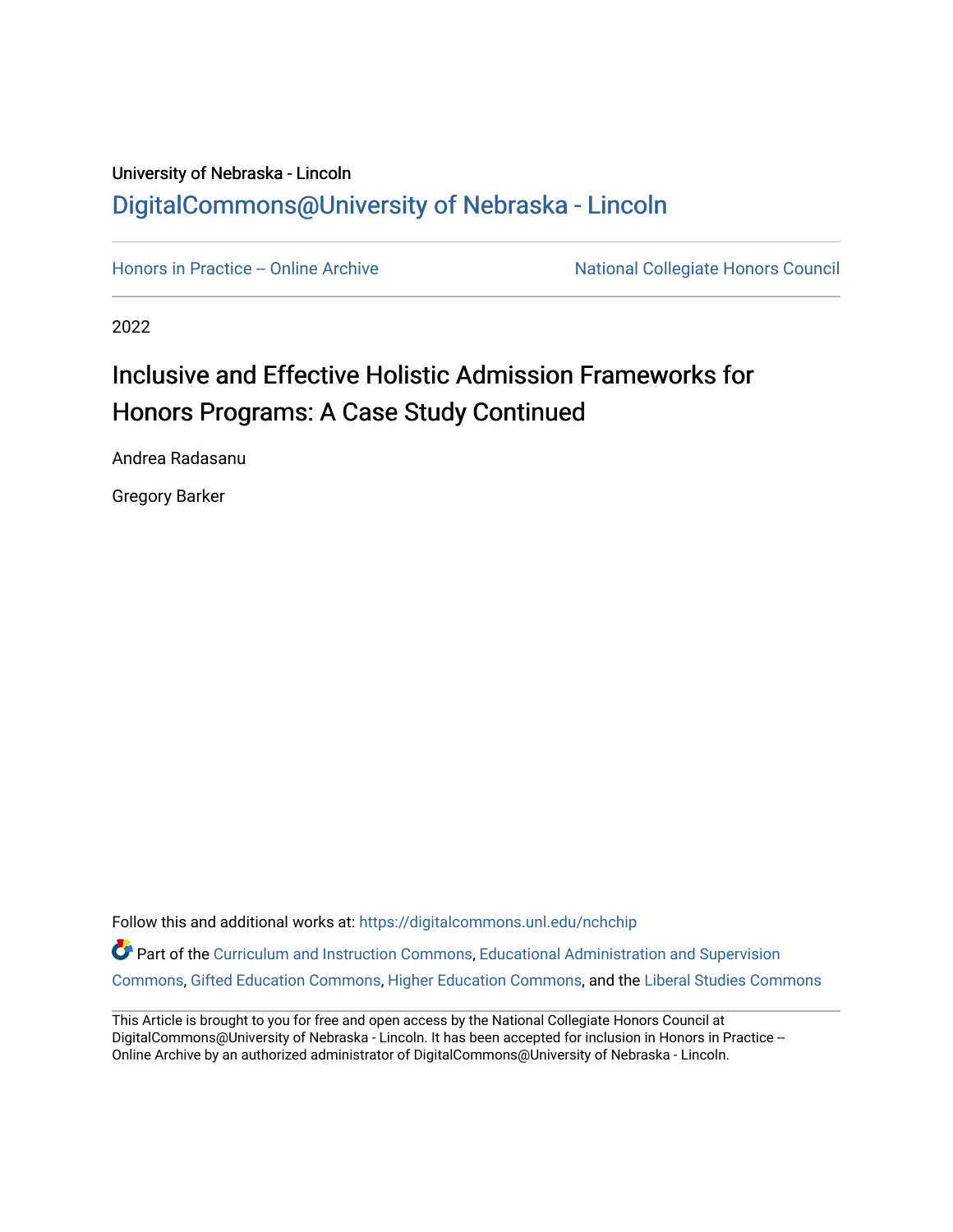University of Nebraska - Lincoln

DigitalCommons@University of Nebraska - Lincoln

Honors in Practice -- Online Archive

National Collegiate Honors Council

2022

# Inclusive and Effective Holistic Admission Frameworks for Honors Programs: A Case Study Continued

Andrea Radasanu

Gregory Barker

Follow this and additional works at: https://digitalcommons.unl.edu/nchchip

Part of the Curriculum and Instruction Commons, Educational Administration and Supervision Commons, Gifted Education Commons, Higher Education Commons, and the Liberal Studies Commons

This Article is brought to you for free and open access by the National Collegiate Honors Council at DigitalCommons@University of Nebraska - Lincoln. It has been accepted for inclusion in Honors in Practice -- Online Archive by an authorized administrator of DigitalCommons@University of Nebraska - Lincoln.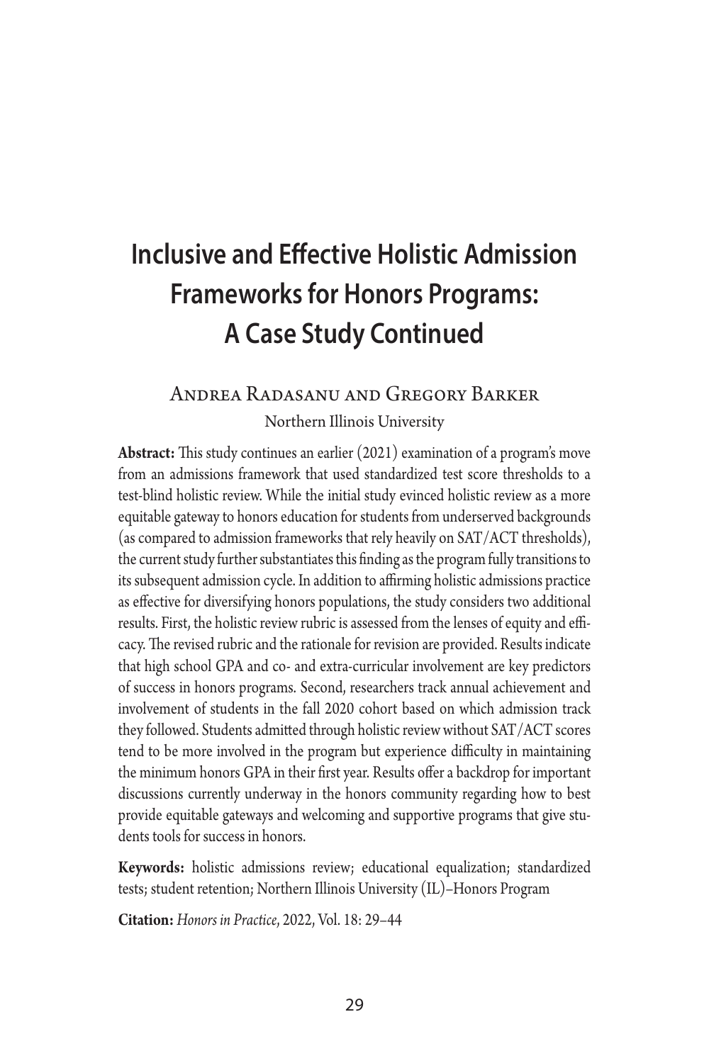# Inclusive and Effective Holistic Admission Frameworks for Honors Programs: A Case Study Continued

## Andrea Radasanu and Gregory Barker

Northern Illinois University

**Abstract:** This study continues an earlier (2021) examination of a program's move from an admissions framework that used standardized test score thresholds to a test-blind holistic review. While the initial study evinced holistic review as a more equitable gateway to honors education for students from underserved backgrounds (as compared to admission frameworks that rely heavily on SAT/ACT thresholds), the current study further substantiates this finding as the program fully transitions to its subsequent admission cycle. In addition to affirming holistic admissions practice as effective for diversifying honors populations, the study considers two additional results. First, the holistic review rubric is assessed from the lenses of equity and efficacy. The revised rubric and the rationale for revision are provided. Results indicate that high school GPA and co- and extra-curricular involvement are key predictors of success in honors programs. Second, researchers track annual achievement and involvement of students in the fall 2020 cohort based on which admission track they followed. Students admitted through holistic review without SAT/ACT scores tend to be more involved in the program but experience difficulty in maintaining the minimum honors GPA in their first year. Results offer a backdrop for important discussions currently underway in the honors community regarding how to best provide equitable gateways and welcoming and supportive programs that give students tools for success in honors.

**Keywords:** holistic admissions review; educational equalization; standardized tests; student retention; Northern Illinois University (IL)–Honors Program

**Citation:** *Honors in Practice*, 2022, Vol. 18: 29–44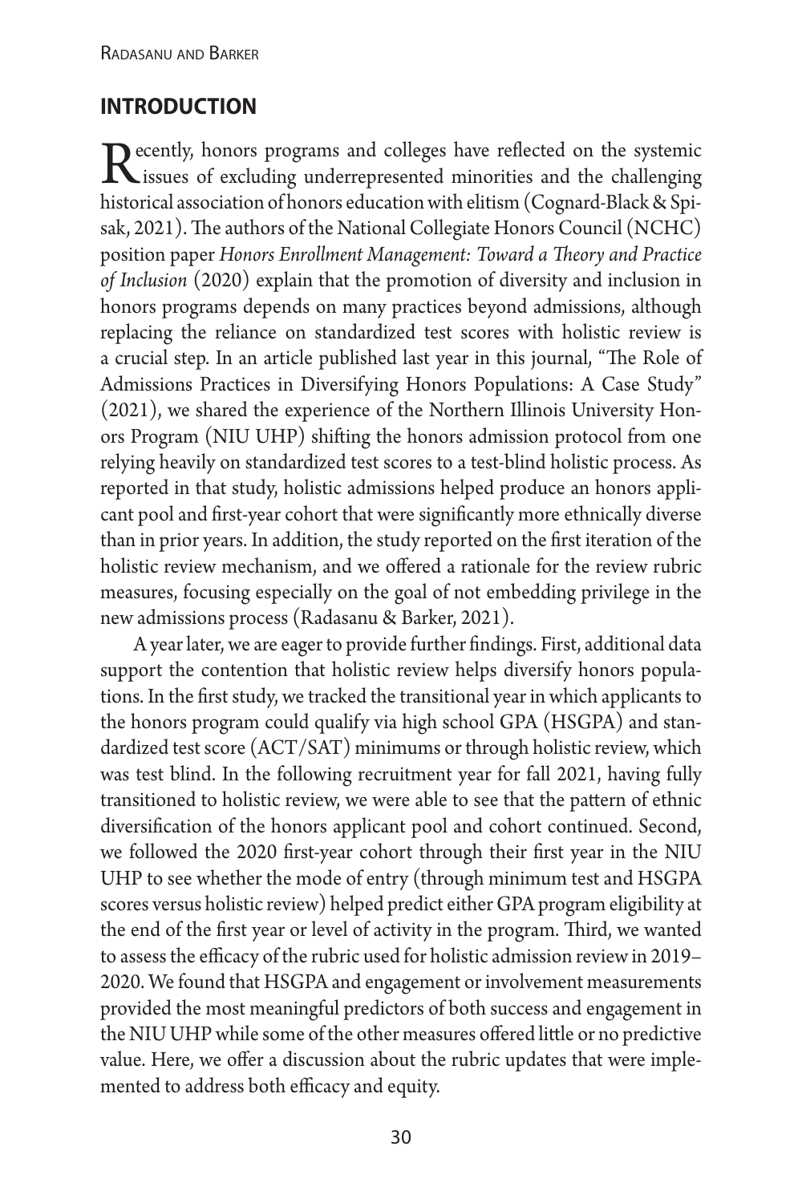## INTRODUCTION

Recently, honors programs and colleges have reflected on the systemic issues of excluding underrepresented minorities and the challenging historical association of honors education with elitism (Cognard-Black & Spisak, 2021). The authors of the National Collegiate Honors Council (NCHC) position paper *Honors Enrollment Management: Toward a Theory and Practice of Inclusion* (2020) explain that the promotion of diversity and inclusion in honors programs depends on many practices beyond admissions, although replacing the reliance on standardized test scores with holistic review is a crucial step. In an article published last year in this journal, "The Role of Admissions Practices in Diversifying Honors Populations: A Case Study" (2021), we shared the experience of the Northern Illinois University Honors Program (NIU UHP) shifting the honors admission protocol from one relying heavily on standardized test scores to a test-blind holistic process. As reported in that study, holistic admissions helped produce an honors applicant pool and first-year cohort that were significantly more ethnically diverse than in prior years. In addition, the study reported on the first iteration of the holistic review mechanism, and we offered a rationale for the review rubric measures, focusing especially on the goal of not embedding privilege in the new admissions process (Radasanu & Barker, 2021).

A year later, we are eager to provide further findings. First, additional data support the contention that holistic review helps diversify honors populations. In the first study, we tracked the transitional year in which applicants to the honors program could qualify via high school GPA (HSGPA) and standardized test score (ACT/SAT) minimums or through holistic review, which was test blind. In the following recruitment year for fall 2021, having fully transitioned to holistic review, we were able to see that the pattern of ethnic diversification of the honors applicant pool and cohort continued. Second, we followed the 2020 first-year cohort through their first year in the NIU UHP to see whether the mode of entry (through minimum test and HSGPA scores versus holistic review) helped predict either GPA program eligibility at the end of the first year or level of activity in the program. Third, we wanted to assess the efficacy of the rubric used for holistic admission review in 2019–2020. We found that HSGPA and engagement or involvement measurements provided the most meaningful predictors of both success and engagement in the NIU UHP while some of the other measures offered little or no predictive value. Here, we offer a discussion about the rubric updates that were implemented to address both efficacy and equity.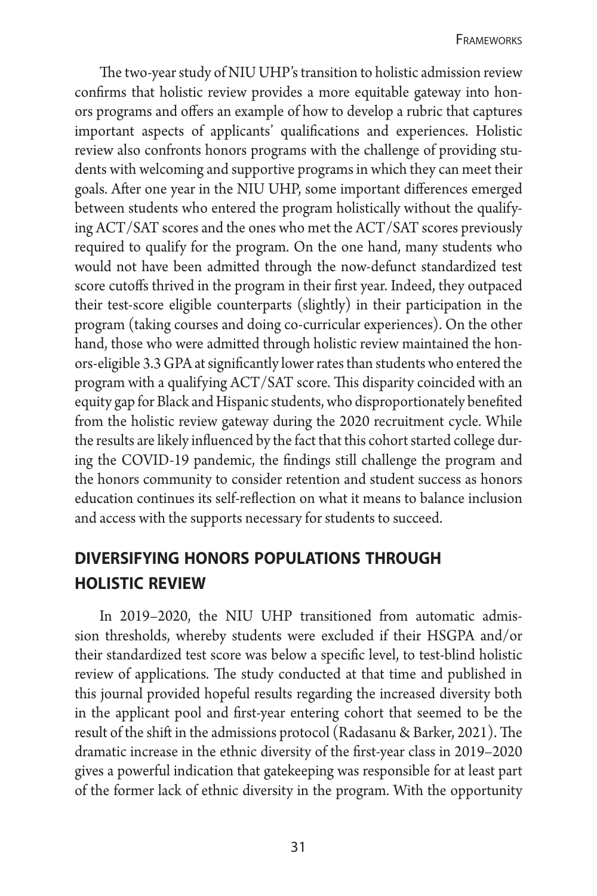The two-year study of NIU UHP's transition to holistic admission review confirms that holistic review provides a more equitable gateway into honors programs and offers an example of how to develop a rubric that captures important aspects of applicants' qualifications and experiences. Holistic review also confronts honors programs with the challenge of providing students with welcoming and supportive programs in which they can meet their goals. After one year in the NIU UHP, some important differences emerged between students who entered the program holistically without the qualifying ACT/SAT scores and the ones who met the ACT/SAT scores previously required to qualify for the program. On the one hand, many students who would not have been admitted through the now-defunct standardized test score cutoffs thrived in the program in their first year. Indeed, they outpaced their test-score eligible counterparts (slightly) in their participation in the program (taking courses and doing co-curricular experiences). On the other hand, those who were admitted through holistic review maintained the honors-eligible 3.3 GPA at significantly lower rates than students who entered the program with a qualifying ACT/SAT score. This disparity coincided with an equity gap for Black and Hispanic students, who disproportionately benefited from the holistic review gateway during the 2020 recruitment cycle. While the results are likely influenced by the fact that this cohort started college during the COVID-19 pandemic, the findings still challenge the program and the honors community to consider retention and student success as honors education continues its self-reflection on what it means to balance inclusion and access with the supports necessary for students to succeed.

## DIVERSIFYING HONORS POPULATIONS THROUGH HOLISTIC REVIEW

In 2019–2020, the NIU UHP transitioned from automatic admission thresholds, whereby students were excluded if their HSGPA and/or their standardized test score was below a specific level, to test-blind holistic review of applications. The study conducted at that time and published in this journal provided hopeful results regarding the increased diversity both in the applicant pool and first-year entering cohort that seemed to be the result of the shift in the admissions protocol (Radasanu & Barker, 2021). The dramatic increase in the ethnic diversity of the first-year class in 2019–2020 gives a powerful indication that gatekeeping was responsible for at least part of the former lack of ethnic diversity in the program. With the opportunity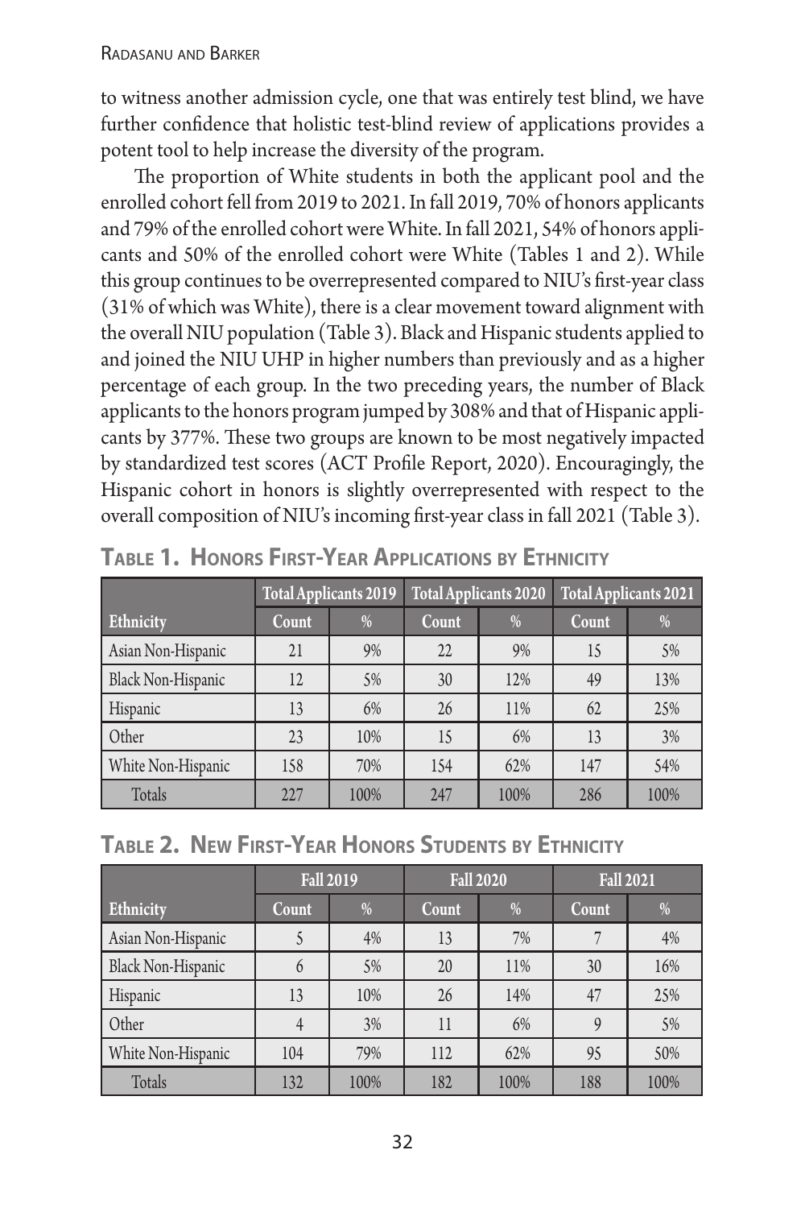to witness another admission cycle, one that was entirely test blind, we have further confidence that holistic test-blind review of applications provides a potent tool to help increase the diversity of the program.

The proportion of White students in both the applicant pool and the enrolled cohort fell from 2019 to 2021. In fall 2019, 70% of honors applicants and 79% of the enrolled cohort were White. In fall 2021, 54% of honors applicants and 50% of the enrolled cohort were White (Tables 1 and 2). While this group continues to be overrepresented compared to NIU's first-year class (31% of which was White), there is a clear movement toward alignment with the overall NIU population (Table 3). Black and Hispanic students applied to and joined the NIU UHP in higher numbers than previously and as a higher percentage of each group. In the two preceding years, the number of Black applicants to the honors program jumped by 308% and that of Hispanic applicants by 377%. These two groups are known to be most negatively impacted by standardized test scores (ACT Profile Report, 2020). Encouragingly, the Hispanic cohort in honors is slightly overrepresented with respect to the overall composition of NIU's incoming first-year class in fall 2021 (Table 3).

## Table 1. Honors First-Year Applications by Ethnicity

| | Total Applicants 2019 | | Total Applicants 2020 | | Total Applicants 2021 | |
|---|---|---|---|---|---|---|
| **Ethnicity** | **Count** | **%** | **Count** | **%** | **Count** | **%** |
| Asian Non-Hispanic | 21 | 9% | 22 | 9% | 15 | 5% |
| Black Non-Hispanic | 12 | 5% | 30 | 12% | 49 | 13% |
| Hispanic | 13 | 6% | 26 | 11% | 62 | 25% |
| Other | 23 | 10% | 15 | 6% | 13 | 3% |
| White Non-Hispanic | 158 | 70% | 154 | 62% | 147 | 54% |
| Totals | 227 | 100% | 247 | 100% | 286 | 100% |

## Table 2. New First-Year Honors Students by Ethnicity

| | Fall 2019 | | Fall 2020 | | Fall 2021 | |
|---|---|---|---|---|---|---|
| **Ethnicity** | **Count** | **%** | **Count** | **%** | **Count** | **%** |
| Asian Non-Hispanic | 5 | 4% | 13 | 7% | 7 | 4% |
| Black Non-Hispanic | 6 | 5% | 20 | 11% | 30 | 16% |
| Hispanic | 13 | 10% | 26 | 14% | 47 | 25% |
| Other | 4 | 3% | 11 | 6% | 9 | 5% |
| White Non-Hispanic | 104 | 79% | 112 | 62% | 95 | 50% |
| Totals | 132 | 100% | 182 | 100% | 188 | 100% |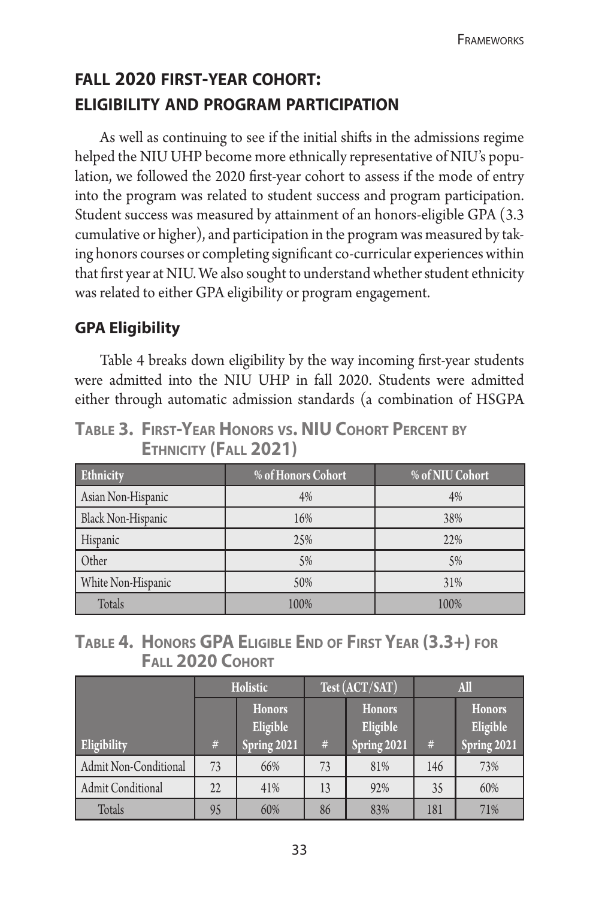## FALL 2020 FIRST-YEAR COHORT: ELIGIBILITY AND PROGRAM PARTICIPATION

As well as continuing to see if the initial shifts in the admissions regime helped the NIU UHP become more ethnically representative of NIU's population, we followed the 2020 first-year cohort to assess if the mode of entry into the program was related to student success and program participation. Student success was measured by attainment of an honors-eligible GPA (3.3 cumulative or higher), and participation in the program was measured by taking honors courses or completing significant co-curricular experiences within that first year at NIU. We also sought to understand whether student ethnicity was related to either GPA eligibility or program engagement.

### GPA Eligibility

Table 4 breaks down eligibility by the way incoming first-year students were admitted into the NIU UHP in fall 2020. Students were admitted either through automatic admission standards (a combination of HSGPA

**Table 3. First-Year Honors vs. NIU Cohort Percent by Ethnicity (Fall 2021)**

| Ethnicity | % of Honors Cohort | % of NIU Cohort |
|---|---|---|
| Asian Non-Hispanic | 4% | 4% |
| Black Non-Hispanic | 16% | 38% |
| Hispanic | 25% | 22% |
| Other | 5% | 5% |
| White Non-Hispanic | 50% | 31% |
| Totals | 100% | 100% |

**Table 4. Honors GPA Eligible End of First Year (3.3+) for Fall 2020 Cohort**

| | Holistic | | Test (ACT/SAT) | | All | |
|---|---|---|---|---|---|---|
| Eligibility | # | Honors Eligible Spring 2021 | # | Honors Eligible Spring 2021 | # | Honors Eligible Spring 2021 |
| Admit Non-Conditional | 73 | 66% | 73 | 81% | 146 | 73% |
| Admit Conditional | 22 | 41% | 13 | 92% | 35 | 60% |
| Totals | 95 | 60% | 86 | 83% | 181 | 71% |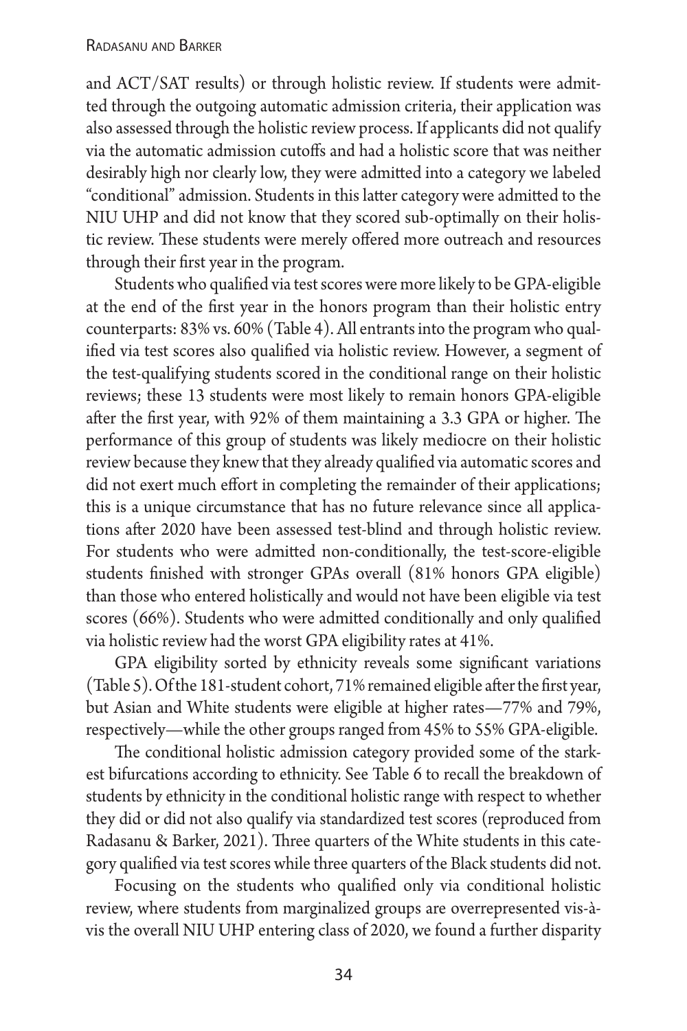and ACT/SAT results) or through holistic review. If students were admitted through the outgoing automatic admission criteria, their application was also assessed through the holistic review process. If applicants did not qualify via the automatic admission cutoffs and had a holistic score that was neither desirably high nor clearly low, they were admitted into a category we labeled "conditional" admission. Students in this latter category were admitted to the NIU UHP and did not know that they scored sub-optimally on their holistic review. These students were merely offered more outreach and resources through their first year in the program.

Students who qualified via test scores were more likely to be GPA-eligible at the end of the first year in the honors program than their holistic entry counterparts: 83% vs. 60% (Table 4). All entrants into the program who qualified via test scores also qualified via holistic review. However, a segment of the test-qualifying students scored in the conditional range on their holistic reviews; these 13 students were most likely to remain honors GPA-eligible after the first year, with 92% of them maintaining a 3.3 GPA or higher. The performance of this group of students was likely mediocre on their holistic review because they knew that they already qualified via automatic scores and did not exert much effort in completing the remainder of their applications; this is a unique circumstance that has no future relevance since all applications after 2020 have been assessed test-blind and through holistic review. For students who were admitted non-conditionally, the test-score-eligible students finished with stronger GPAs overall (81% honors GPA eligible) than those who entered holistically and would not have been eligible via test scores (66%). Students who were admitted conditionally and only qualified via holistic review had the worst GPA eligibility rates at 41%.

GPA eligibility sorted by ethnicity reveals some significant variations (Table 5). Of the 181-student cohort, 71% remained eligible after the first year, but Asian and White students were eligible at higher rates—77% and 79%, respectively—while the other groups ranged from 45% to 55% GPA-eligible.

The conditional holistic admission category provided some of the starkest bifurcations according to ethnicity. See Table 6 to recall the breakdown of students by ethnicity in the conditional holistic range with respect to whether they did or did not also qualify via standardized test scores (reproduced from Radasanu & Barker, 2021). Three quarters of the White students in this category qualified via test scores while three quarters of the Black students did not.

Focusing on the students who qualified only via conditional holistic review, where students from marginalized groups are overrepresented vis-à-vis the overall NIU UHP entering class of 2020, we found a further disparity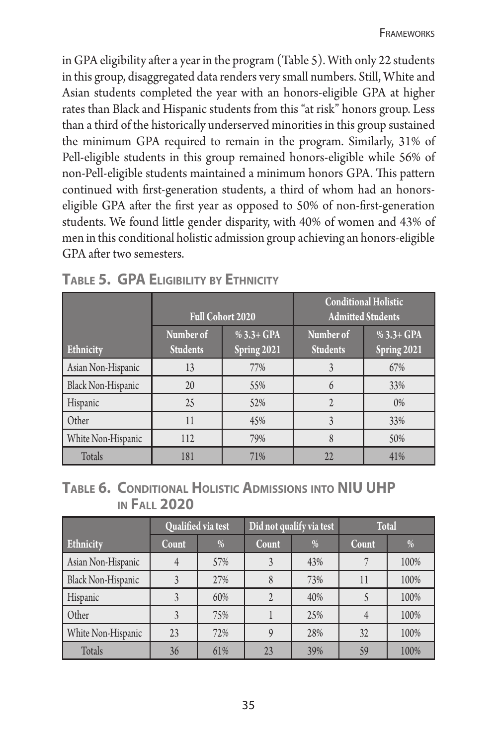in GPA eligibility after a year in the program (Table 5). With only 22 students in this group, disaggregated data renders very small numbers. Still, White and Asian students completed the year with an honors-eligible GPA at higher rates than Black and Hispanic students from this "at risk" honors group. Less than a third of the historically underserved minorities in this group sustained the minimum GPA required to remain in the program. Similarly, 31% of Pell-eligible students in this group remained honors-eligible while 56% of non-Pell-eligible students maintained a minimum honors GPA. This pattern continued with first-generation students, a third of whom had an honors-eligible GPA after the first year as opposed to 50% of non-first-generation students. We found little gender disparity, with 40% of women and 43% of men in this conditional holistic admission group achieving an honors-eligible GPA after two semesters.

## Table 5. GPA Eligibility by Ethnicity

| | Full Cohort 2020 | | Conditional Holistic Admitted Students | |
|---|---|---|---|---|
| Ethnicity | Number of Students | % 3.3+ GPA Spring 2021 | Number of Students | % 3.3+ GPA Spring 2021 |
| Asian Non-Hispanic | 13 | 77% | 3 | 67% |
| Black Non-Hispanic | 20 | 55% | 6 | 33% |
| Hispanic | 25 | 52% | 2 | 0% |
| Other | 11 | 45% | 3 | 33% |
| White Non-Hispanic | 112 | 79% | 8 | 50% |
| Totals | 181 | 71% | 22 | 41% |

## Table 6. Conditional Holistic Admissions into NIU UHP in Fall 2020

| | Qualified via test | | Did not qualify via test | | Total | |
|---|---|---|---|---|---|---|
| Ethnicity | Count | % | Count | % | Count | % |
| Asian Non-Hispanic | 4 | 57% | 3 | 43% | 7 | 100% |
| Black Non-Hispanic | 3 | 27% | 8 | 73% | 11 | 100% |
| Hispanic | 3 | 60% | 2 | 40% | 5 | 100% |
| Other | 3 | 75% | 1 | 25% | 4 | 100% |
| White Non-Hispanic | 23 | 72% | 9 | 28% | 32 | 100% |
| Totals | 36 | 61% | 23 | 39% | 59 | 100% |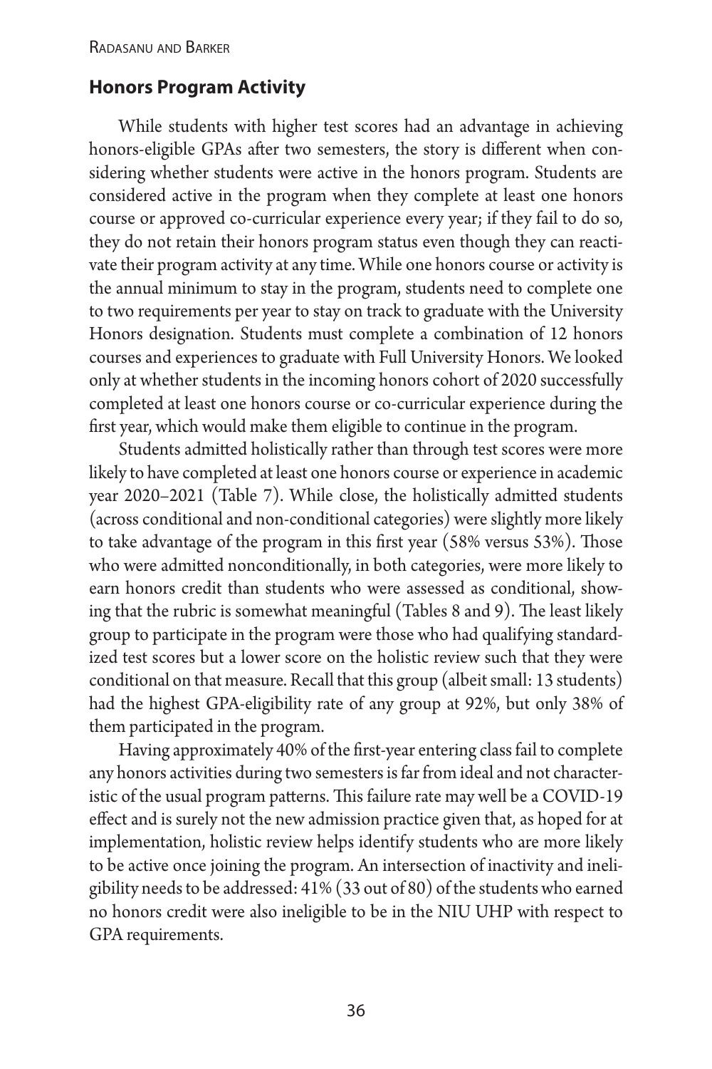## Honors Program Activity

While students with higher test scores had an advantage in achieving honors-eligible GPAs after two semesters, the story is different when considering whether students were active in the honors program. Students are considered active in the program when they complete at least one honors course or approved co-curricular experience every year; if they fail to do so, they do not retain their honors program status even though they can reactivate their program activity at any time. While one honors course or activity is the annual minimum to stay in the program, students need to complete one to two requirements per year to stay on track to graduate with the University Honors designation. Students must complete a combination of 12 honors courses and experiences to graduate with Full University Honors. We looked only at whether students in the incoming honors cohort of 2020 successfully completed at least one honors course or co-curricular experience during the first year, which would make them eligible to continue in the program.

Students admitted holistically rather than through test scores were more likely to have completed at least one honors course or experience in academic year 2020–2021 (Table 7). While close, the holistically admitted students (across conditional and non-conditional categories) were slightly more likely to take advantage of the program in this first year (58% versus 53%). Those who were admitted nonconditionally, in both categories, were more likely to earn honors credit than students who were assessed as conditional, showing that the rubric is somewhat meaningful (Tables 8 and 9). The least likely group to participate in the program were those who had qualifying standardized test scores but a lower score on the holistic review such that they were conditional on that measure. Recall that this group (albeit small: 13 students) had the highest GPA-eligibility rate of any group at 92%, but only 38% of them participated in the program.

Having approximately 40% of the first-year entering class fail to complete any honors activities during two semesters is far from ideal and not characteristic of the usual program patterns. This failure rate may well be a COVID-19 effect and is surely not the new admission practice given that, as hoped for at implementation, holistic review helps identify students who are more likely to be active once joining the program. An intersection of inactivity and ineligibility needs to be addressed: 41% (33 out of 80) of the students who earned no honors credit were also ineligible to be in the NIU UHP with respect to GPA requirements.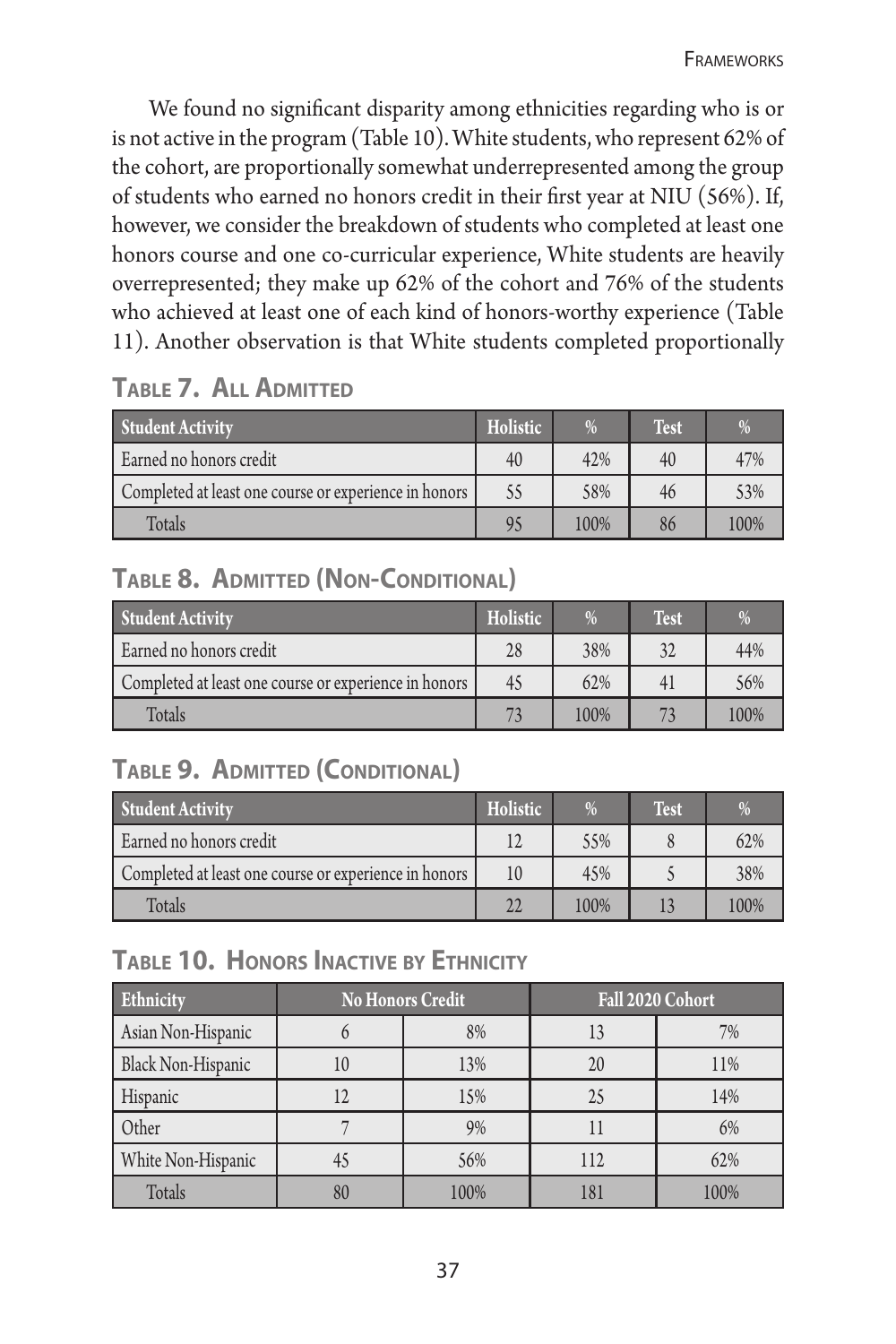We found no significant disparity among ethnicities regarding who is or is not active in the program (Table 10). White students, who represent 62% of the cohort, are proportionally somewhat underrepresented among the group of students who earned no honors credit in their first year at NIU (56%). If, however, we consider the breakdown of students who completed at least one honors course and one co-curricular experience, White students are heavily overrepresented; they make up 62% of the cohort and 76% of the students who achieved at least one of each kind of honors-worthy experience (Table 11). Another observation is that White students completed proportionally

### Table 7. All Admitted

| Student Activity | Holistic | % | Test | % |
|---|---|---|---|---|
| Earned no honors credit | 40 | 42% | 40 | 47% |
| Completed at least one course or experience in honors | 55 | 58% | 46 | 53% |
| Totals | 95 | 100% | 86 | 100% |

### Table 8. Admitted (Non-Conditional)

| Student Activity | Holistic | % | Test | % |
|---|---|---|---|---|
| Earned no honors credit | 28 | 38% | 32 | 44% |
| Completed at least one course or experience in honors | 45 | 62% | 41 | 56% |
| Totals | 73 | 100% | 73 | 100% |

### Table 9. Admitted (Conditional)

| Student Activity | Holistic | % | Test | % |
|---|---|---|---|---|
| Earned no honors credit | 12 | 55% | 8 | 62% |
| Completed at least one course or experience in honors | 10 | 45% | 5 | 38% |
| Totals | 22 | 100% | 13 | 100% |

### Table 10. Honors Inactive by Ethnicity

| Ethnicity | No Honors Credit | | Fall 2020 Cohort | |
|---|---|---|---|---|
| Asian Non-Hispanic | 6 | 8% | 13 | 7% |
| Black Non-Hispanic | 10 | 13% | 20 | 11% |
| Hispanic | 12 | 15% | 25 | 14% |
| Other | 7 | 9% | 11 | 6% |
| White Non-Hispanic | 45 | 56% | 112 | 62% |
| Totals | 80 | 100% | 181 | 100% |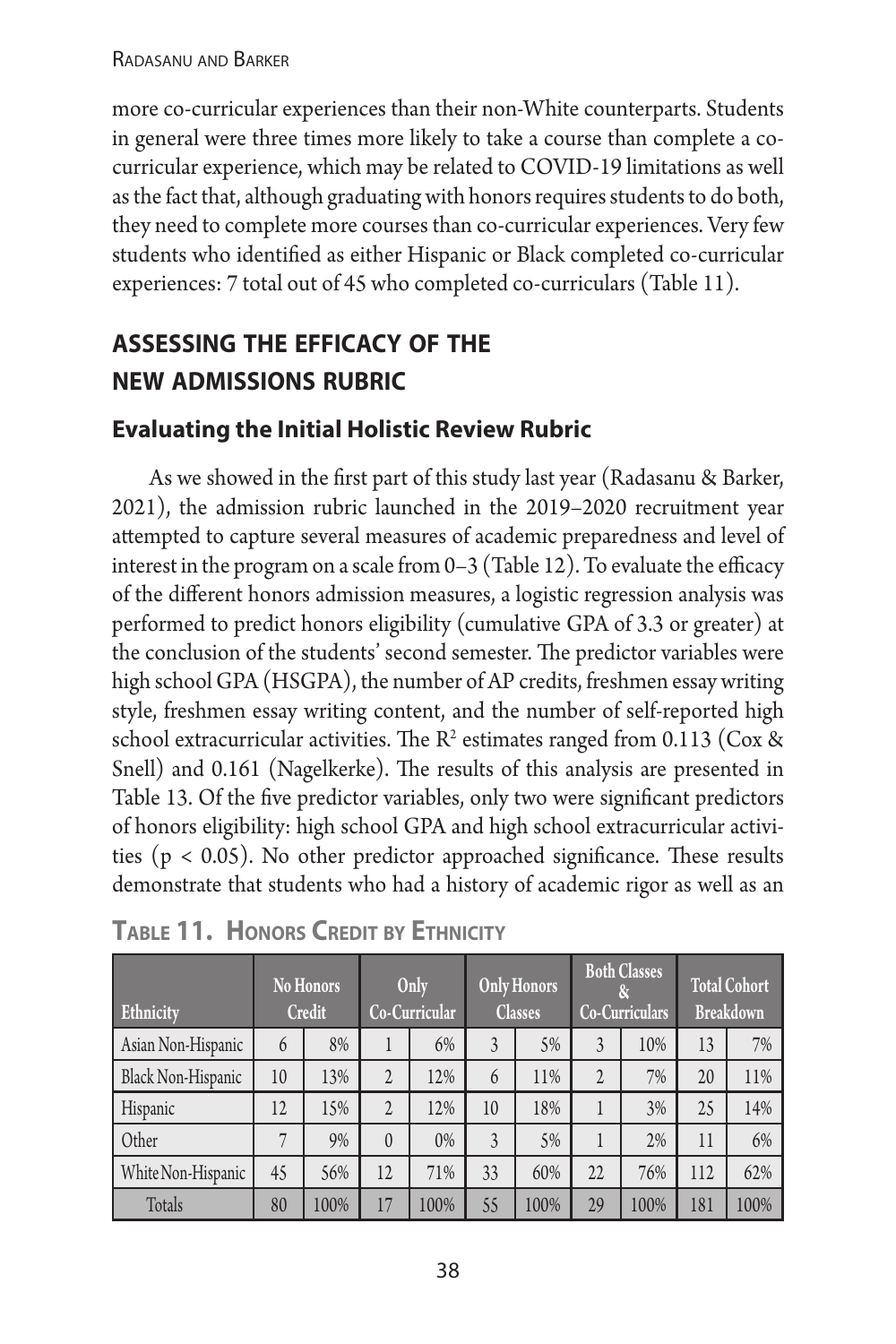more co-curricular experiences than their non-White counterparts. Students in general were three times more likely to take a course than complete a co-curricular experience, which may be related to COVID-19 limitations as well as the fact that, although graduating with honors requires students to do both, they need to complete more courses than co-curricular experiences. Very few students who identified as either Hispanic or Black completed co-curricular experiences: 7 total out of 45 who completed co-curriculars (Table 11).

## ASSESSING THE EFFICACY OF THE NEW ADMISSIONS RUBRIC

### Evaluating the Initial Holistic Review Rubric

As we showed in the first part of this study last year (Radasanu & Barker, 2021), the admission rubric launched in the 2019–2020 recruitment year attempted to capture several measures of academic preparedness and level of interest in the program on a scale from 0–3 (Table 12). To evaluate the efficacy of the different honors admission measures, a logistic regression analysis was performed to predict honors eligibility (cumulative GPA of 3.3 or greater) at the conclusion of the students' second semester. The predictor variables were high school GPA (HSGPA), the number of AP credits, freshmen essay writing style, freshmen essay writing content, and the number of self-reported high school extracurricular activities. The $R^2$ estimates ranged from 0.113 (Cox & Snell) and 0.161 (Nagelkerke). The results of this analysis are presented in Table 13. Of the five predictor variables, only two were significant predictors of honors eligibility: high school GPA and high school extracurricular activities ($p < 0.05$). No other predictor approached significance. These results demonstrate that students who had a history of academic rigor as well as an

**Table 11. Honors Credit by Ethnicity**

| Ethnicity | No Honors Credit | | Only Co-Curricular | | Only Honors Classes | | Both Classes & Co-Curriculars | | Total Cohort Breakdown | |
|---|---|---|---|---|---|---|---|---|---|---|
| Asian Non-Hispanic | 6 | 8% | 1 | 6% | 3 | 5% | 3 | 10% | 13 | 7% |
| Black Non-Hispanic | 10 | 13% | 2 | 12% | 6 | 11% | 2 | 7% | 20 | 11% |
| Hispanic | 12 | 15% | 2 | 12% | 10 | 18% | 1 | 3% | 25 | 14% |
| Other | 7 | 9% | 0 | 0% | 3 | 5% | 1 | 2% | 11 | 6% |
| White Non-Hispanic | 45 | 56% | 12 | 71% | 33 | 60% | 22 | 76% | 112 | 62% |
| Totals | 80 | 100% | 17 | 100% | 55 | 100% | 29 | 100% | 181 | 100% |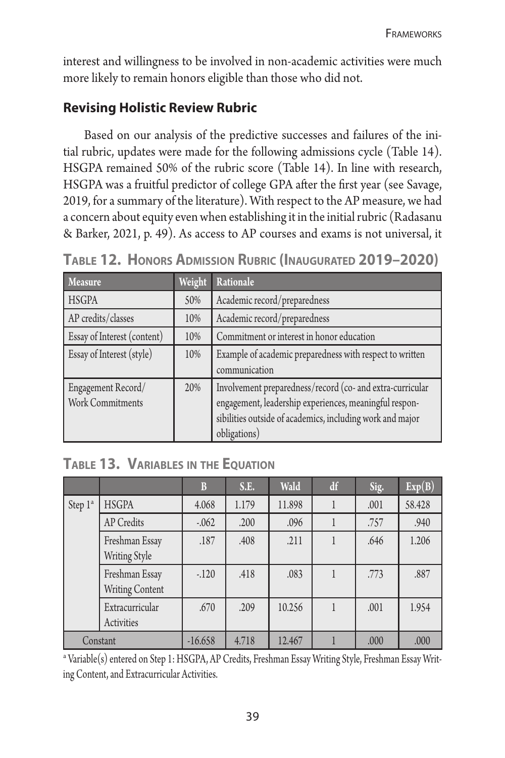interest and willingness to be involved in non-academic activities were much more likely to remain honors eligible than those who did not.

## Revising Holistic Review Rubric

Based on our analysis of the predictive successes and failures of the initial rubric, updates were made for the following admissions cycle (Table 14). HSGPA remained 50% of the rubric score (Table 14). In line with research, HSGPA was a fruitful predictor of college GPA after the first year (see Savage, 2019, for a summary of the literature). With respect to the AP measure, we had a concern about equity even when establishing it in the initial rubric (Radasanu & Barker, 2021, p. 49). As access to AP courses and exams is not universal, it

**Table 12. Honors Admission Rubric (Inaugurated 2019–2020)**

| Measure | Weight | Rationale |
|---|---|---|
| HSGPA | 50% | Academic record/preparedness |
| AP credits/classes | 10% | Academic record/preparedness |
| Essay of Interest (content) | 10% | Commitment or interest in honor education |
| Essay of Interest (style) | 10% | Example of academic preparedness with respect to written communication |
| Engagement Record/ Work Commitments | 20% | Involvement preparedness/record (co- and extra-curricular engagement, leadership experiences, meaningful responsibilities outside of academics, including work and major obligations) |

**Table 13. Variables in the Equation**

| | | B | S.E. | Wald | df | Sig. | Exp(B) |
|---|---|---|---|---|---|---|---|
| Step 1[a] | HSGPA | 4.068 | 1.179 | 11.898 | 1 | .001 | 58.428 |
| | AP Credits | -.062 | .200 | .096 | 1 | .757 | .940 |
| | Freshman Essay Writing Style | .187 | .408 | .211 | 1 | .646 | 1.206 |
| | Freshman Essay Writing Content | -.120 | .418 | .083 | 1 | .773 | .887 |
| | Extracurricular Activities | .670 | .209 | 10.256 | 1 | .001 | 1.954 |
| Constant | | -16.658 | 4.718 | 12.467 | 1 | .000 | .000 |

[a] Variable(s) entered on Step 1: HSGPA, AP Credits, Freshman Essay Writing Style, Freshman Essay Writing Content, and Extracurricular Activities.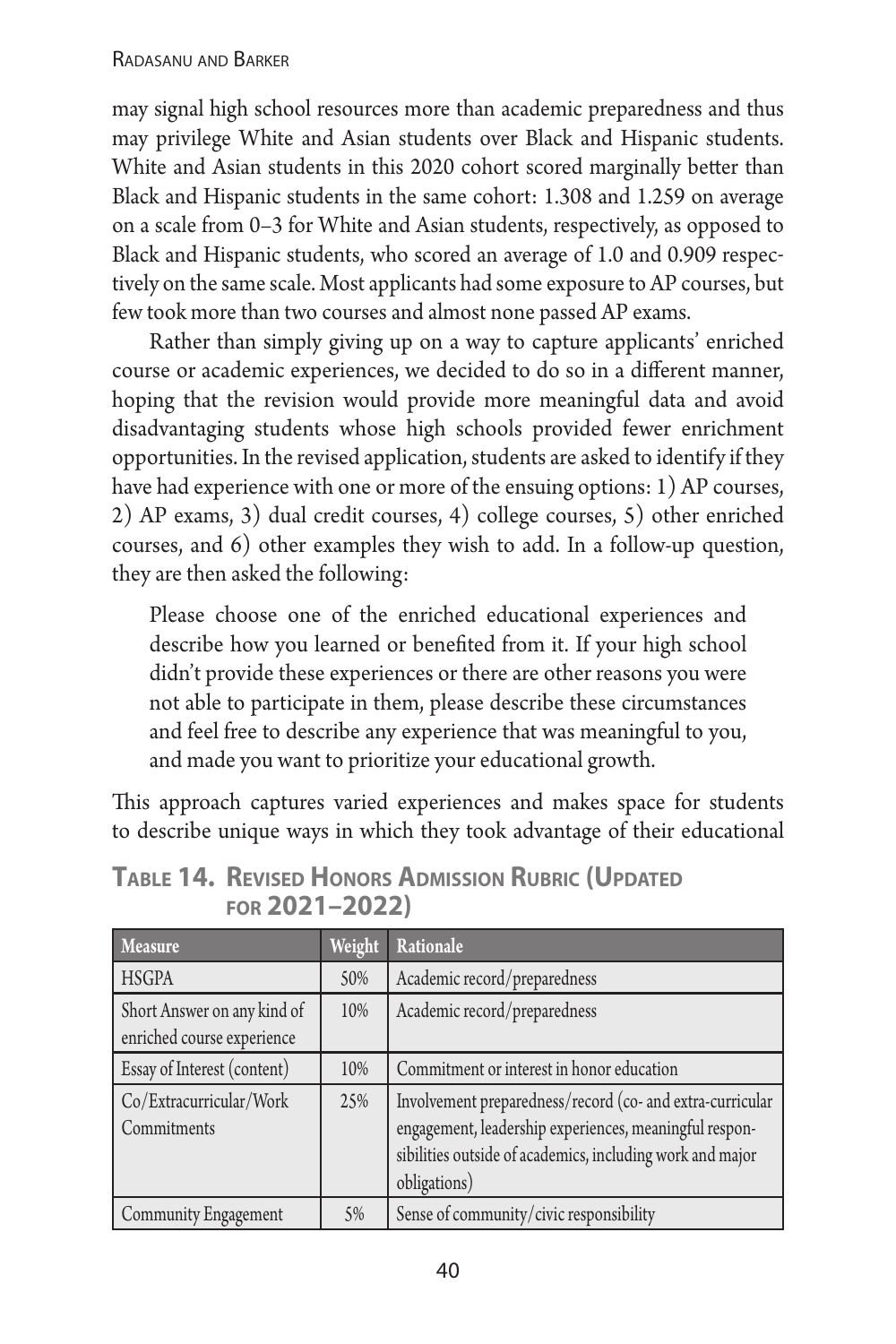may signal high school resources more than academic preparedness and thus may privilege White and Asian students over Black and Hispanic students. White and Asian students in this 2020 cohort scored marginally better than Black and Hispanic students in the same cohort: 1.308 and 1.259 on average on a scale from 0–3 for White and Asian students, respectively, as opposed to Black and Hispanic students, who scored an average of 1.0 and 0.909 respectively on the same scale. Most applicants had some exposure to AP courses, but few took more than two courses and almost none passed AP exams.

Rather than simply giving up on a way to capture applicants' enriched course or academic experiences, we decided to do so in a different manner, hoping that the revision would provide more meaningful data and avoid disadvantaging students whose high schools provided fewer enrichment opportunities. In the revised application, students are asked to identify if they have had experience with one or more of the ensuing options: 1) AP courses, 2) AP exams, 3) dual credit courses, 4) college courses, 5) other enriched courses, and 6) other examples they wish to add. In a follow-up question, they are then asked the following:

> Please choose one of the enriched educational experiences and describe how you learned or benefited from it. If your high school didn't provide these experiences or there are other reasons you were not able to participate in them, please describe these circumstances and feel free to describe any experience that was meaningful to you, and made you want to prioritize your educational growth.

This approach captures varied experiences and makes space for students to describe unique ways in which they took advantage of their educational

**Table 14. Revised Honors Admission Rubric (Updated for 2021–2022)**

| Measure | Weight | Rationale |
|---|---|---|
| HSGPA | 50% | Academic record/preparedness |
| Short Answer on any kind of enriched course experience | 10% | Academic record/preparedness |
| Essay of Interest (content) | 10% | Commitment or interest in honor education |
| Co/Extracurricular/Work Commitments | 25% | Involvement preparedness/record (co- and extra-curricular engagement, leadership experiences, meaningful responsibilities outside of academics, including work and major obligations) |
| Community Engagement | 5% | Sense of community/civic responsibility |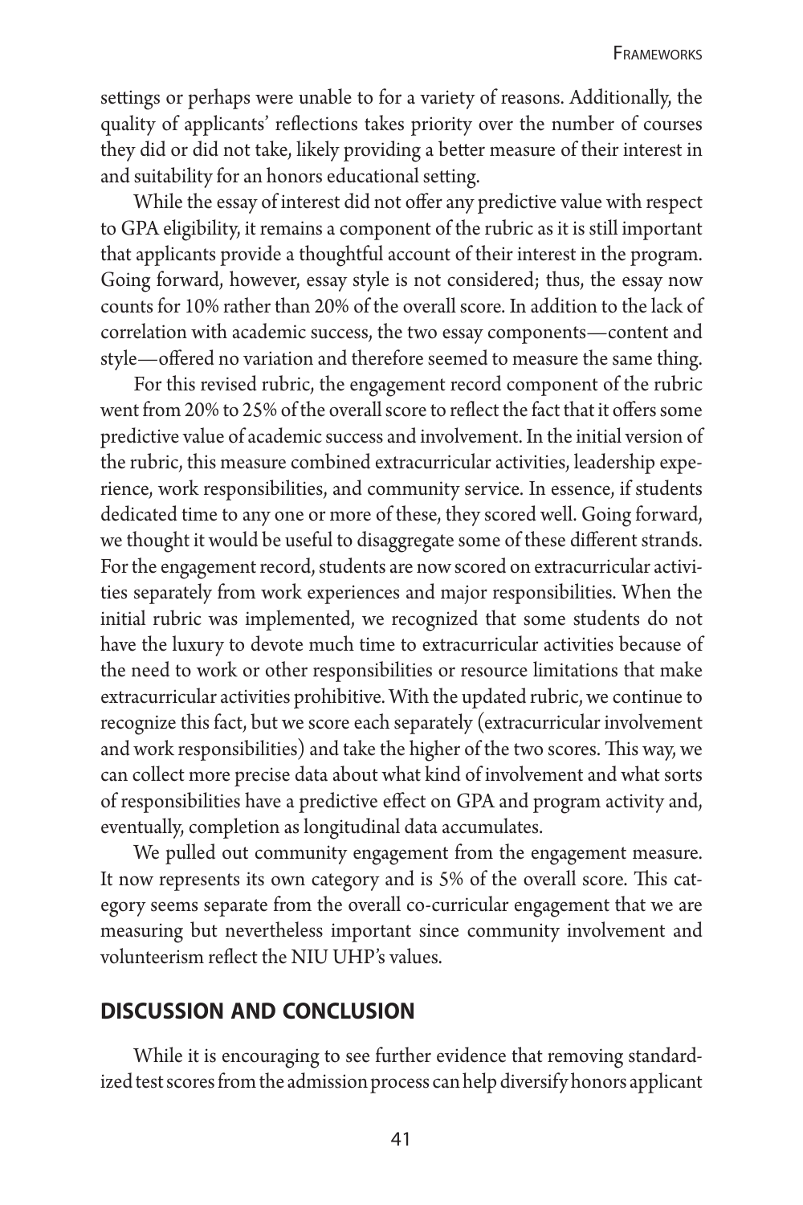settings or perhaps were unable to for a variety of reasons. Additionally, the quality of applicants' reflections takes priority over the number of courses they did or did not take, likely providing a better measure of their interest in and suitability for an honors educational setting.

While the essay of interest did not offer any predictive value with respect to GPA eligibility, it remains a component of the rubric as it is still important that applicants provide a thoughtful account of their interest in the program. Going forward, however, essay style is not considered; thus, the essay now counts for 10% rather than 20% of the overall score. In addition to the lack of correlation with academic success, the two essay components—content and style—offered no variation and therefore seemed to measure the same thing.

For this revised rubric, the engagement record component of the rubric went from 20% to 25% of the overall score to reflect the fact that it offers some predictive value of academic success and involvement. In the initial version of the rubric, this measure combined extracurricular activities, leadership experience, work responsibilities, and community service. In essence, if students dedicated time to any one or more of these, they scored well. Going forward, we thought it would be useful to disaggregate some of these different strands. For the engagement record, students are now scored on extracurricular activities separately from work experiences and major responsibilities. When the initial rubric was implemented, we recognized that some students do not have the luxury to devote much time to extracurricular activities because of the need to work or other responsibilities or resource limitations that make extracurricular activities prohibitive. With the updated rubric, we continue to recognize this fact, but we score each separately (extracurricular involvement and work responsibilities) and take the higher of the two scores. This way, we can collect more precise data about what kind of involvement and what sorts of responsibilities have a predictive effect on GPA and program activity and, eventually, completion as longitudinal data accumulates.

We pulled out community engagement from the engagement measure. It now represents its own category and is 5% of the overall score. This category seems separate from the overall co-curricular engagement that we are measuring but nevertheless important since community involvement and volunteerism reflect the NIU UHP's values.

## DISCUSSION AND CONCLUSION

While it is encouraging to see further evidence that removing standardized test scores from the admission process can help diversify honors applicant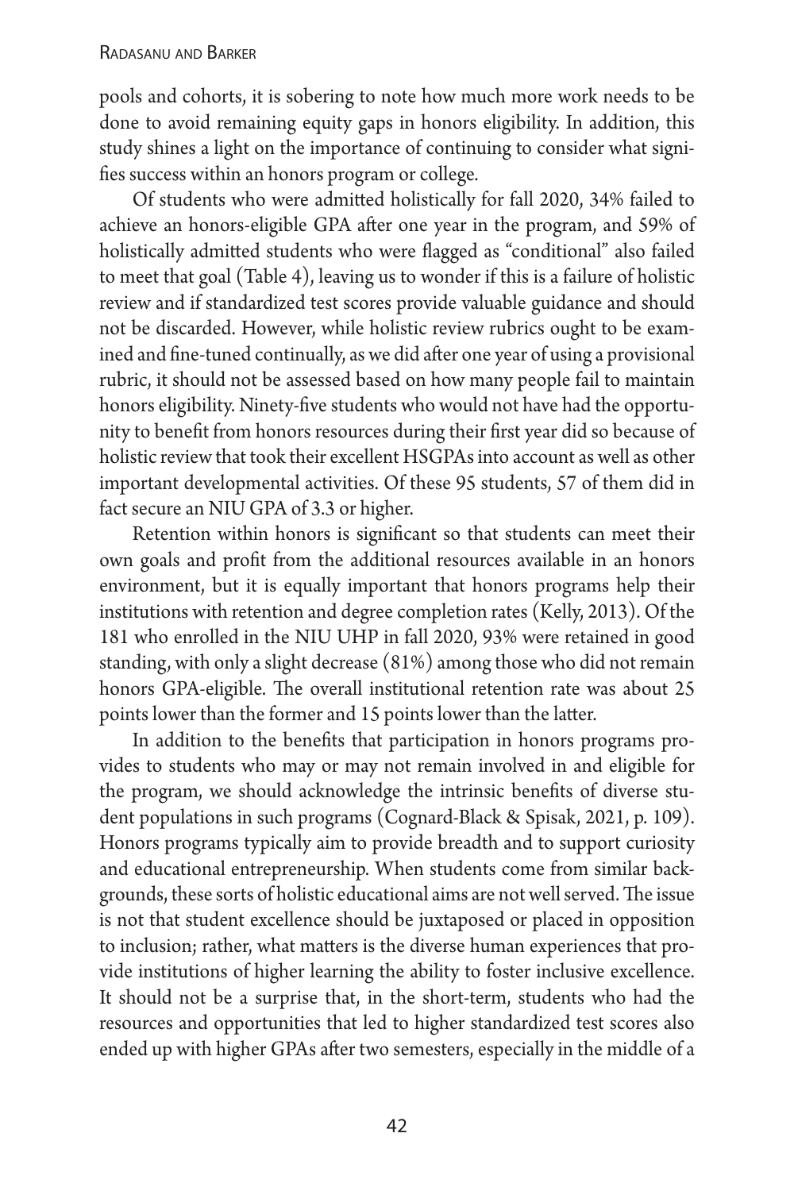pools and cohorts, it is sobering to note how much more work needs to be done to avoid remaining equity gaps in honors eligibility. In addition, this study shines a light on the importance of continuing to consider what signifies success within an honors program or college.

Of students who were admitted holistically for fall 2020, 34% failed to achieve an honors-eligible GPA after one year in the program, and 59% of holistically admitted students who were flagged as "conditional" also failed to meet that goal (Table 4), leaving us to wonder if this is a failure of holistic review and if standardized test scores provide valuable guidance and should not be discarded. However, while holistic review rubrics ought to be examined and fine-tuned continually, as we did after one year of using a provisional rubric, it should not be assessed based on how many people fail to maintain honors eligibility. Ninety-five students who would not have had the opportunity to benefit from honors resources during their first year did so because of holistic review that took their excellent HSGPAs into account as well as other important developmental activities. Of these 95 students, 57 of them did in fact secure an NIU GPA of 3.3 or higher.

Retention within honors is significant so that students can meet their own goals and profit from the additional resources available in an honors environment, but it is equally important that honors programs help their institutions with retention and degree completion rates (Kelly, 2013). Of the 181 who enrolled in the NIU UHP in fall 2020, 93% were retained in good standing, with only a slight decrease (81%) among those who did not remain honors GPA-eligible. The overall institutional retention rate was about 25 points lower than the former and 15 points lower than the latter.

In addition to the benefits that participation in honors programs provides to students who may or may not remain involved in and eligible for the program, we should acknowledge the intrinsic benefits of diverse student populations in such programs (Cognard-Black & Spisak, 2021, p. 109). Honors programs typically aim to provide breadth and to support curiosity and educational entrepreneurship. When students come from similar backgrounds, these sorts of holistic educational aims are not well served. The issue is not that student excellence should be juxtaposed or placed in opposition to inclusion; rather, what matters is the diverse human experiences that provide institutions of higher learning the ability to foster inclusive excellence. It should not be a surprise that, in the short-term, students who had the resources and opportunities that led to higher standardized test scores also ended up with higher GPAs after two semesters, especially in the middle of a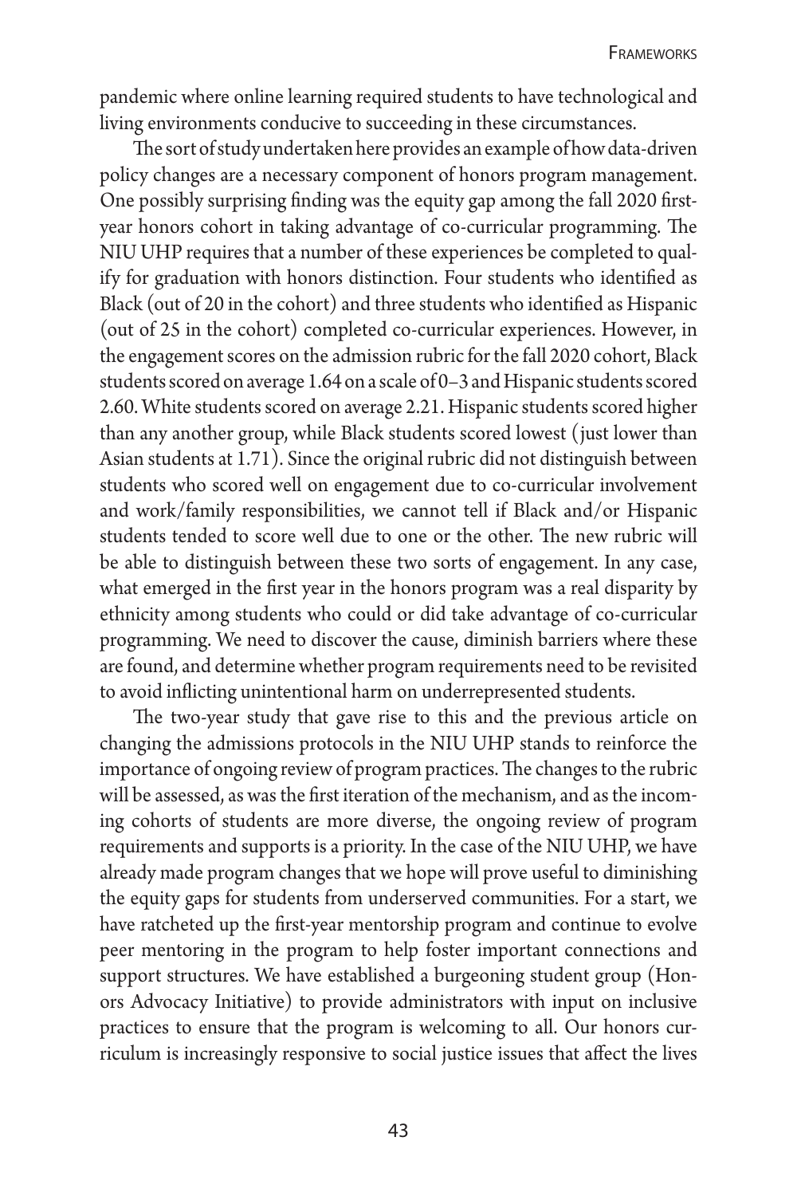pandemic where online learning required students to have technological and living environments conducive to succeeding in these circumstances.

The sort of study undertaken here provides an example of how data-driven policy changes are a necessary component of honors program management. One possibly surprising finding was the equity gap among the fall 2020 first-year honors cohort in taking advantage of co-curricular programming. The NIU UHP requires that a number of these experiences be completed to qualify for graduation with honors distinction. Four students who identified as Black (out of 20 in the cohort) and three students who identified as Hispanic (out of 25 in the cohort) completed co-curricular experiences. However, in the engagement scores on the admission rubric for the fall 2020 cohort, Black students scored on average 1.64 on a scale of 0–3 and Hispanic students scored 2.60. White students scored on average 2.21. Hispanic students scored higher than any another group, while Black students scored lowest (just lower than Asian students at 1.71). Since the original rubric did not distinguish between students who scored well on engagement due to co-curricular involvement and work/family responsibilities, we cannot tell if Black and/or Hispanic students tended to score well due to one or the other. The new rubric will be able to distinguish between these two sorts of engagement. In any case, what emerged in the first year in the honors program was a real disparity by ethnicity among students who could or did take advantage of co-curricular programming. We need to discover the cause, diminish barriers where these are found, and determine whether program requirements need to be revisited to avoid inflicting unintentional harm on underrepresented students.

The two-year study that gave rise to this and the previous article on changing the admissions protocols in the NIU UHP stands to reinforce the importance of ongoing review of program practices. The changes to the rubric will be assessed, as was the first iteration of the mechanism, and as the incoming cohorts of students are more diverse, the ongoing review of program requirements and supports is a priority. In the case of the NIU UHP, we have already made program changes that we hope will prove useful to diminishing the equity gaps for students from underserved communities. For a start, we have ratcheted up the first-year mentorship program and continue to evolve peer mentoring in the program to help foster important connections and support structures. We have established a burgeoning student group (Honors Advocacy Initiative) to provide administrators with input on inclusive practices to ensure that the program is welcoming to all. Our honors curriculum is increasingly responsive to social justice issues that affect the lives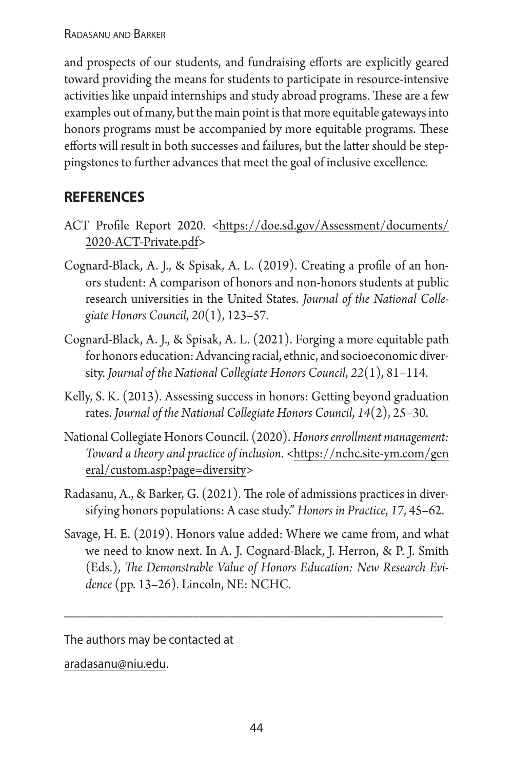and prospects of our students, and fundraising efforts are explicitly geared toward providing the means for students to participate in resource-intensive activities like unpaid internships and study abroad programs. These are a few examples out of many, but the main point is that more equitable gateways into honors programs must be accompanied by more equitable programs. These efforts will result in both successes and failures, but the latter should be steppingstones to further advances that meet the goal of inclusive excellence.

## REFERENCES

ACT Profile Report 2020. <https://doe.sd.gov/Assessment/documents/2020-ACT-Private.pdf>

Cognard-Black, A. J., & Spisak, A. L. (2019). Creating a profile of an honors student: A comparison of honors and non-honors students at public research universities in the United States. *Journal of the National Collegiate Honors Council*, *20*(1), 123–57.

Cognard-Black, A. J., & Spisak, A. L. (2021). Forging a more equitable path for honors education: Advancing racial, ethnic, and socioeconomic diversity. *Journal of the National Collegiate Honors Council*, *22*(1), 81–114.

Kelly, S. K. (2013). Assessing success in honors: Getting beyond graduation rates. *Journal of the National Collegiate Honors Council*, *14*(2), 25–30.

National Collegiate Honors Council. (2020). *Honors enrollment management: Toward a theory and practice of inclusion*. <https://nchc.site-ym.com/general/custom.asp?page=diversity>

Radasanu, A., & Barker, G. (2021). The role of admissions practices in diversifying honors populations: A case study." *Honors in Practice*, *17*, 45–62.

Savage, H. E. (2019). Honors value added: Where we came from, and what we need to know next. In A. J. Cognard-Black, J. Herron, & P. J. Smith (Eds.), *The Demonstrable Value of Honors Education: New Research Evidence* (pp. 13–26). Lincoln, NE: NCHC.

---

The authors may be contacted at

aradasanu@niu.edu.